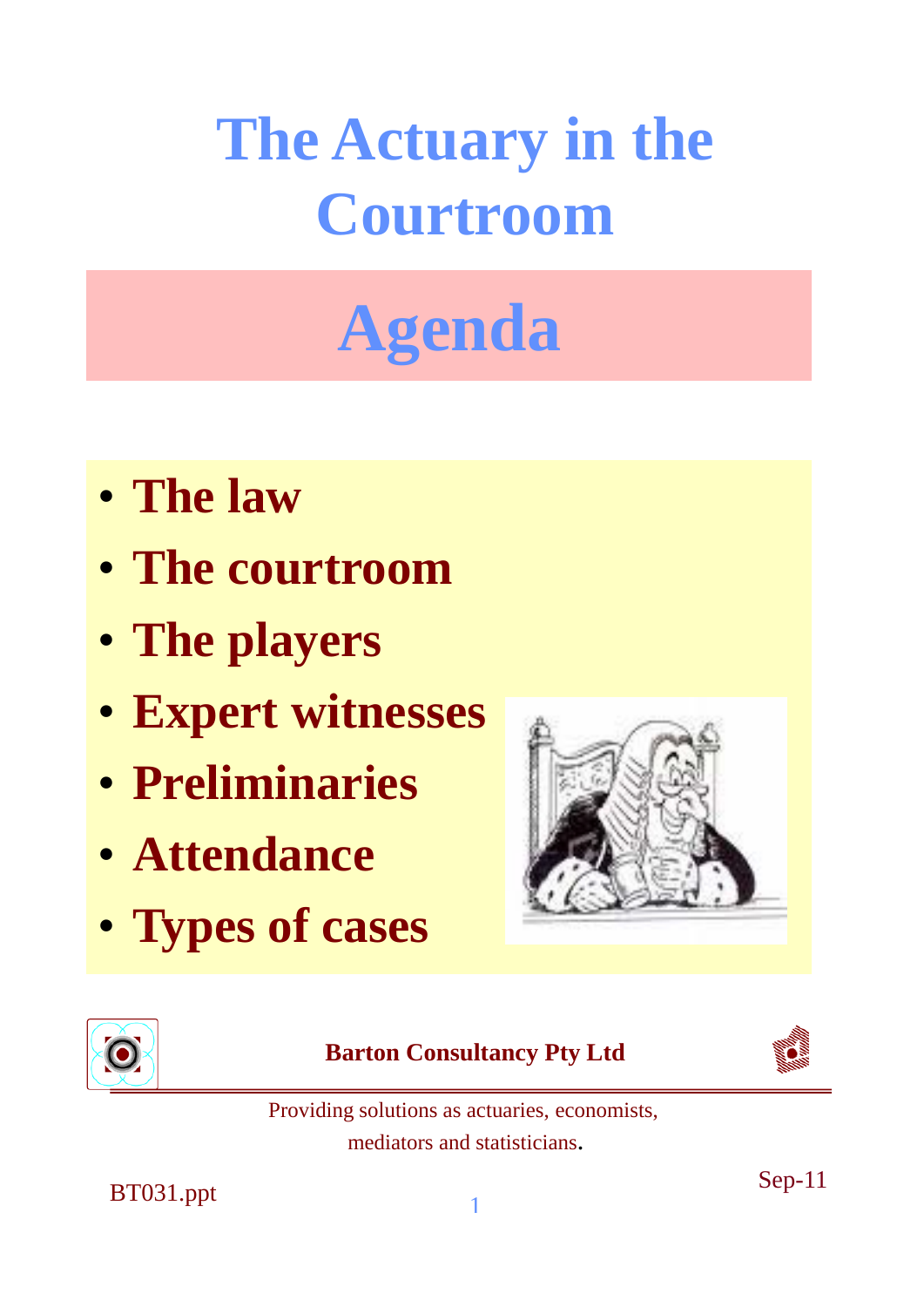# The Actuary in the Courtroom

## Agenda

- **The law**
- **The courtroom**
- **The players**
- **Expert witnesses**
- **Preliminaries**
- **Attendance**
- **Types of cases**

**Barton Consultancy Pty Ltd**

Providing solutions as actuaries, economists, mediators and statisticians.

BT031.ppt

Sep-11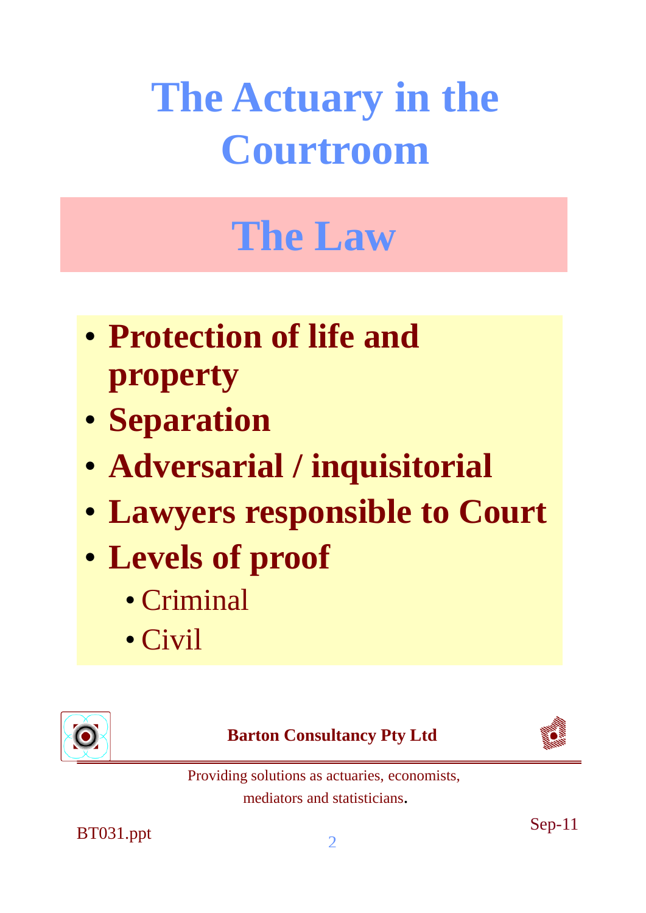# The Actuary in the Courtroom

## The Law

- **Protection of life and property**
- **Separation**
- **Adversarial / inquisitorial**
- **Lawyers responsible to Court**
- **Levels of proof**
  - Criminal
  - Civil

**Barton Consultancy Pty Ltd**

Providing solutions as actuaries, economists, mediators and statisticians.

BT031.ppt

Sep-11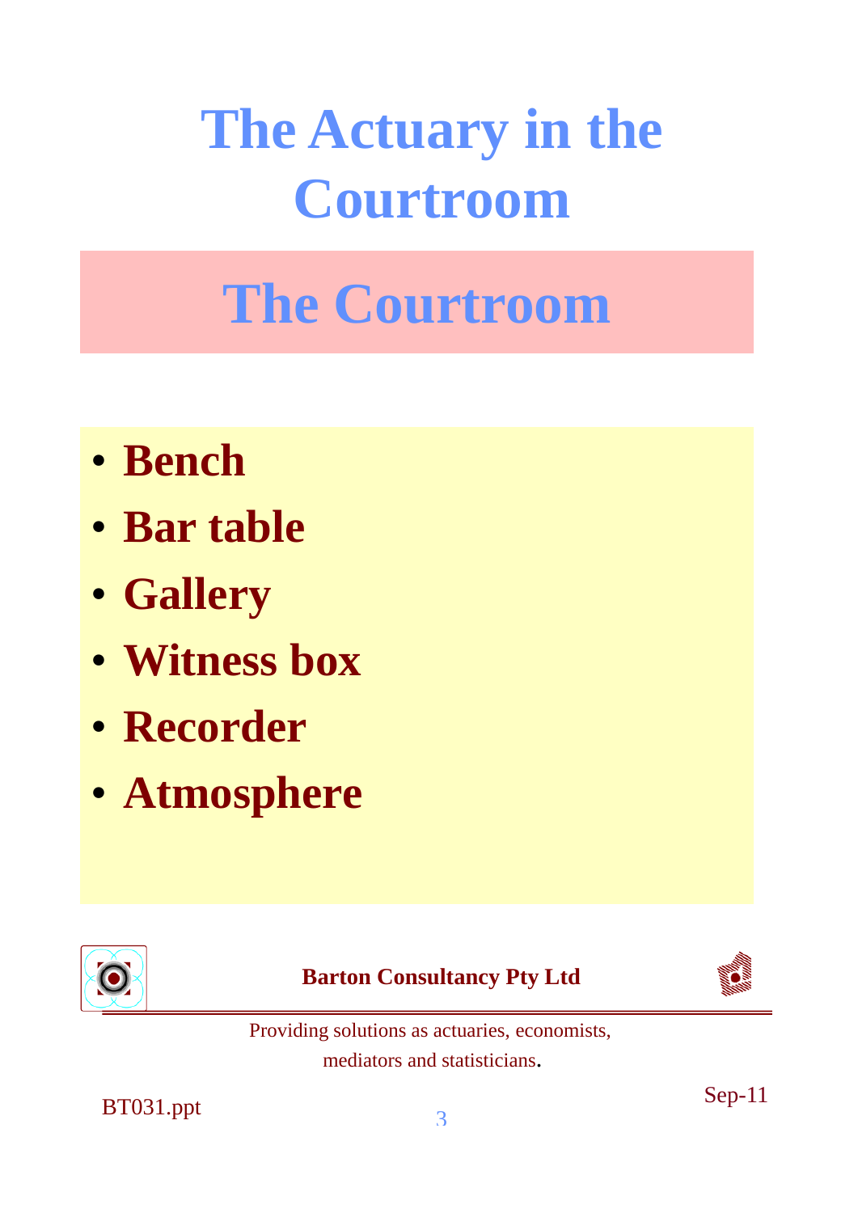# The Actuary in the Courtroom

## The Courtroom

- **Bench**
- **Bar table**
- **Gallery**
- **Witness box**
- **Recorder**
- **Atmosphere**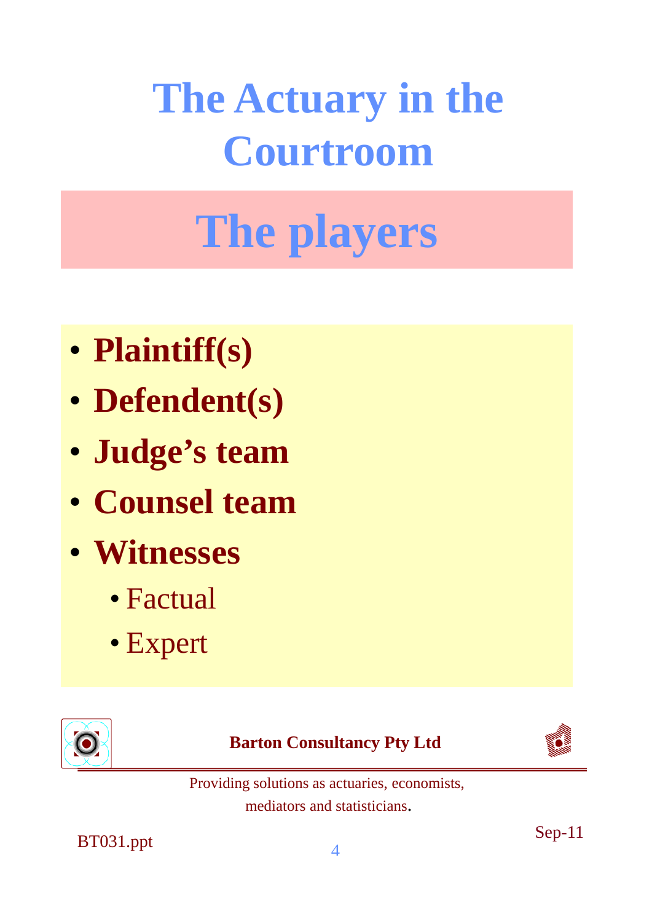# The Actuary in the Courtroom

## The players

- **Plaintiff(s)**
- **Defendent(s)**
- **Judge's team**
- **Counsel team**
- **Witnesses**
  - Factual
  - Expert

**Barton Consultancy Pty Ltd**

Providing solutions as actuaries, economists, mediators and statisticians.

BT031.ppt

Sep-11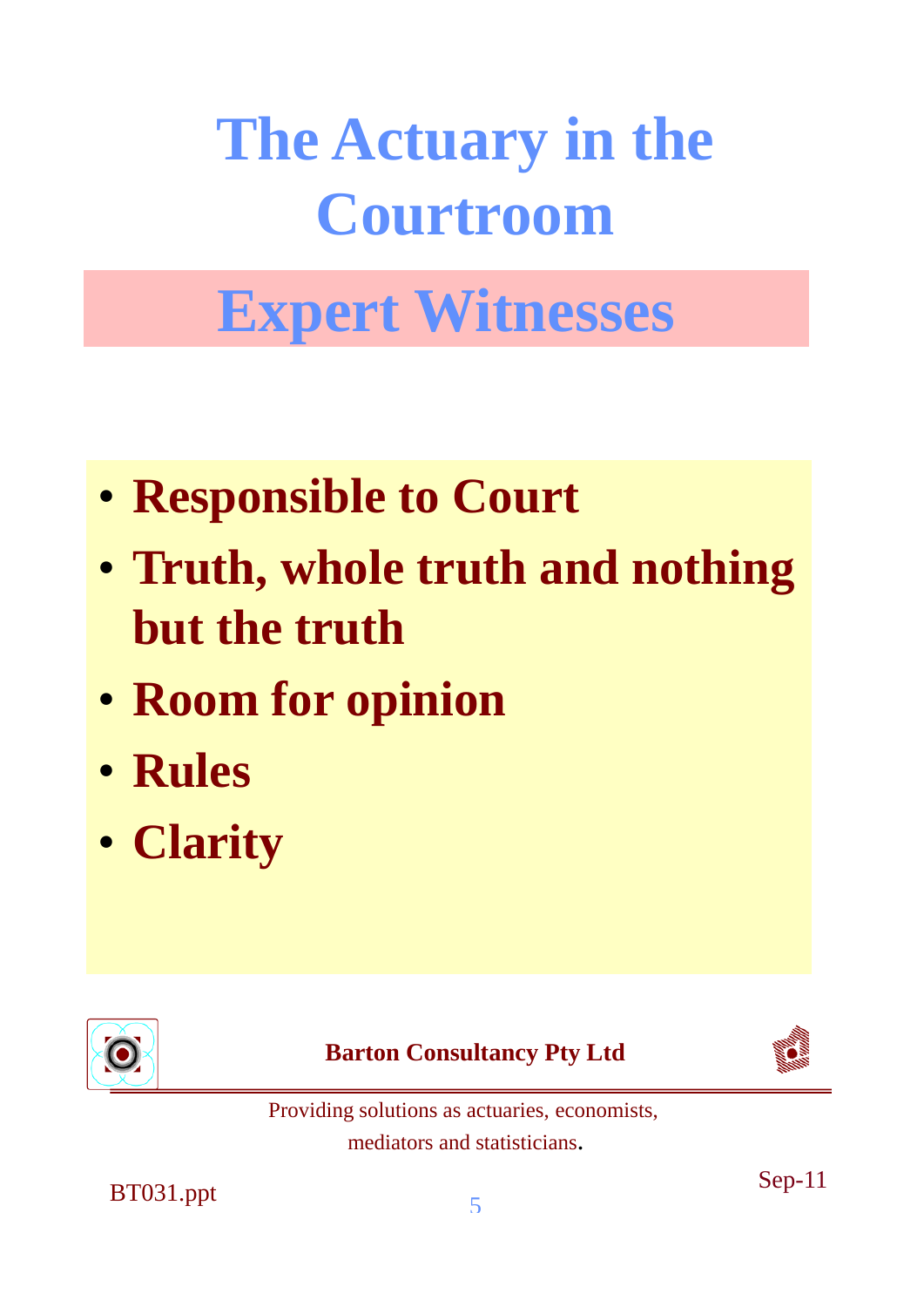# The Actuary in the Courtroom

## Expert Witnesses

- **Responsible to Court**
- **Truth, whole truth and nothing but the truth**
- **Room for opinion**
- **Rules**
- **Clarity**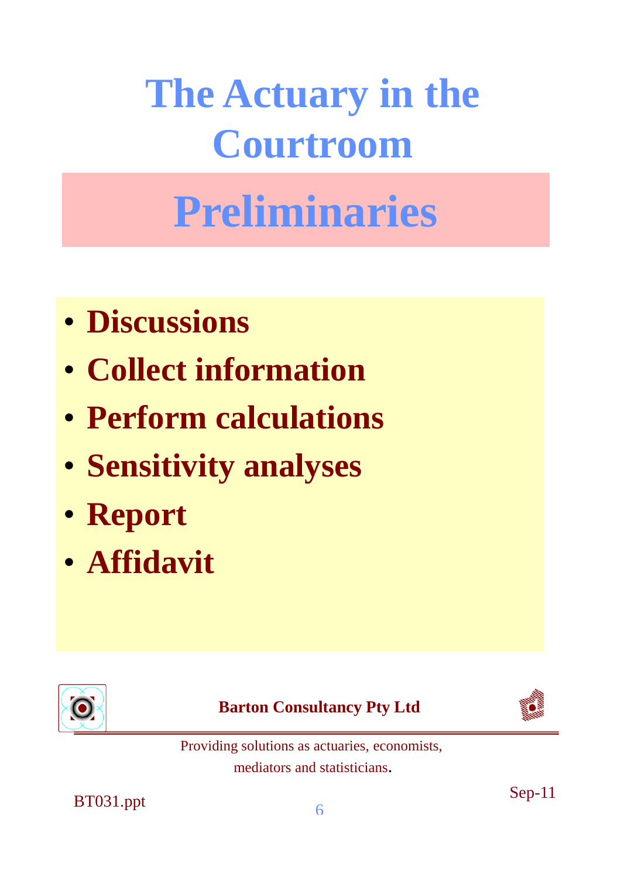# The Actuary in the Courtroom

## Preliminaries

- **Discussions**
- **Collect information**
- **Perform calculations**
- **Sensitivity analyses**
- **Report**
- **Affidavit**

**Barton Consultancy Pty Ltd**

Providing solutions as actuaries, economists, mediators and statisticians.

BT031.ppt

Sep-11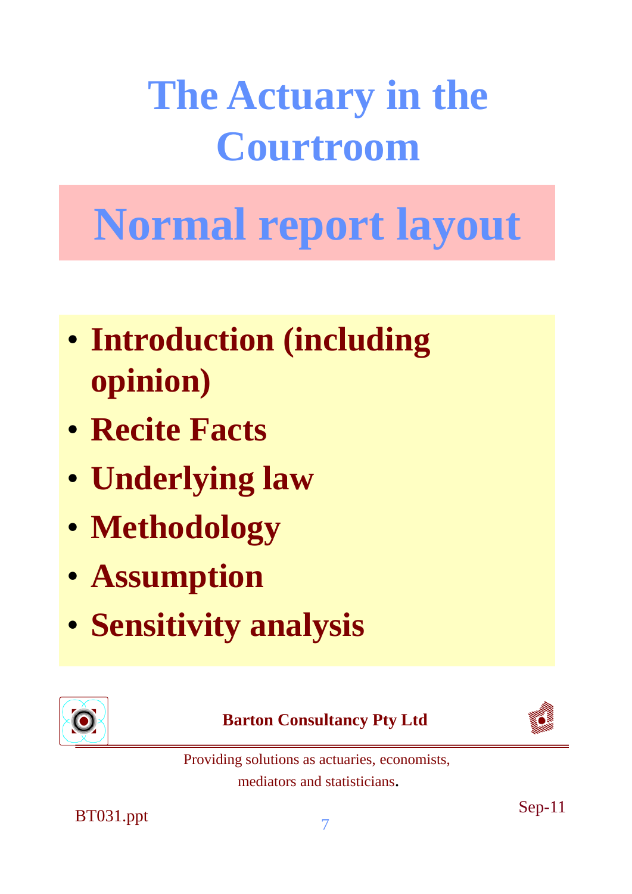# The Actuary in the Courtroom

## Normal report layout

- **Introduction (including opinion)**
- **Recite Facts**
- **Underlying law**
- **Methodology**
- **Assumption**
- **Sensitivity analysis**

**Barton Consultancy Pty Ltd**

Providing solutions as actuaries, economists, mediators and statisticians.

BT031.ppt

Sep-11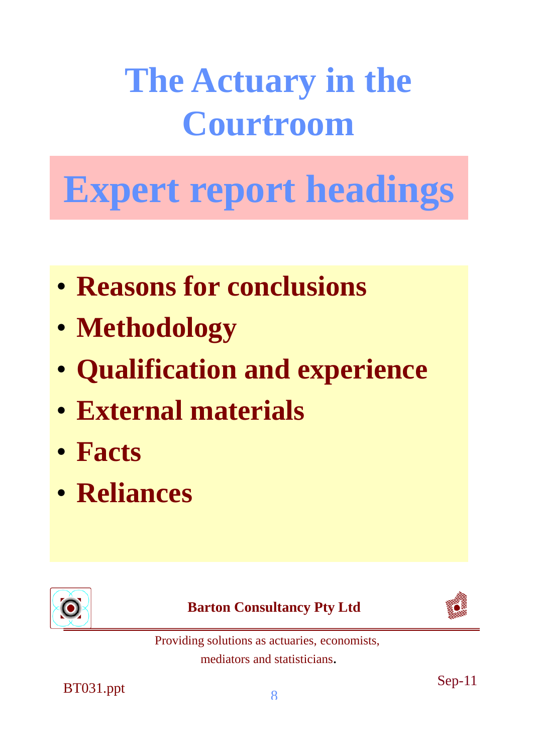# The Actuary in the Courtroom

## Expert report headings

- **Reasons for conclusions**
- **Methodology**
- **Qualification and experience**
- **External materials**
- **Facts**
- **Reliances**

**Barton Consultancy Pty Ltd**

Providing solutions as actuaries, economists, mediators and statisticians.

BT031.ppt

Sep-11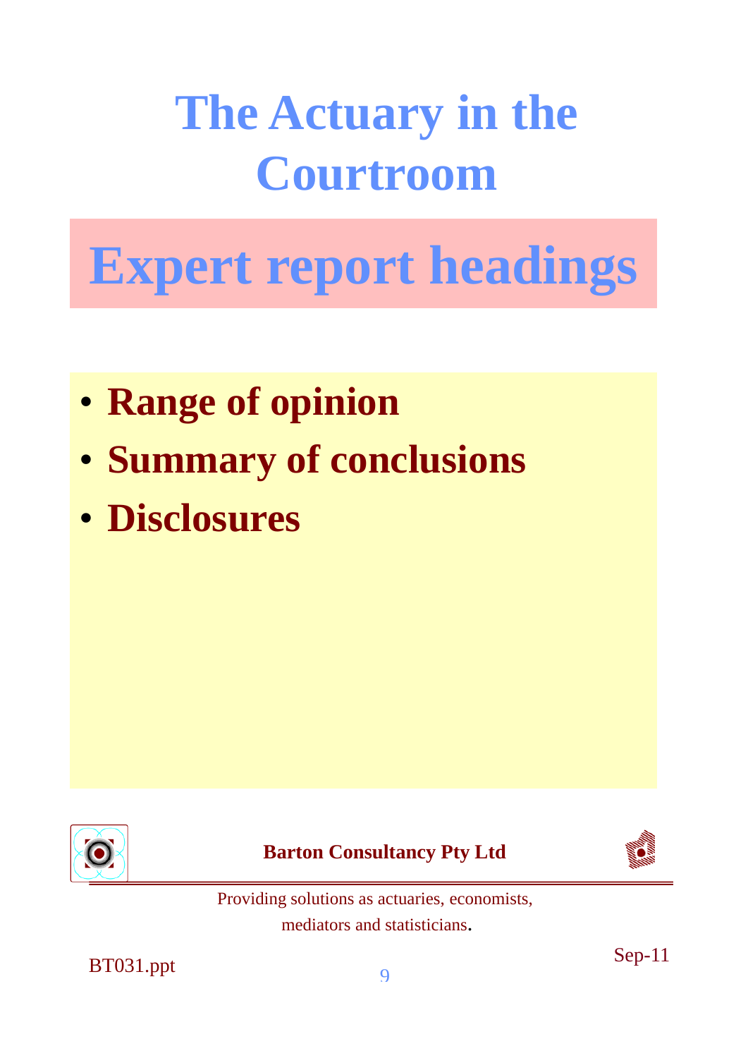# The Actuary in the Courtroom

## Expert report headings

- **Range of opinion**
- **Summary of conclusions**
- **Disclosures**

**Barton Consultancy Pty Ltd**

Providing solutions as actuaries, economists, mediators and statisticians.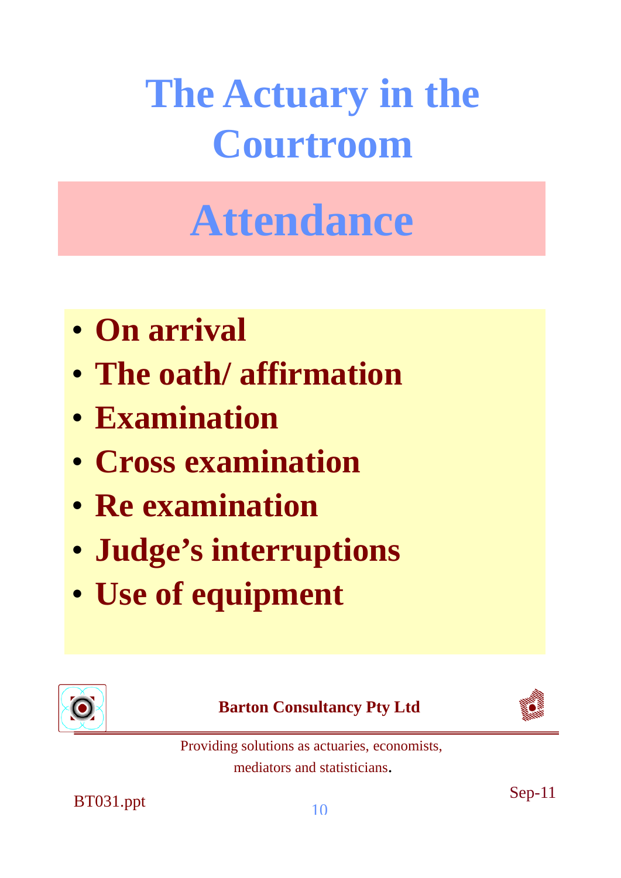# The Actuary in the Courtroom

## Attendance

- On arrival
- The oath/ affirmation
- Examination
- Cross examination
- Re examination
- Judge's interruptions
- Use of equipment

**Barton Consultancy Pty Ltd**

Providing solutions as actuaries, economists, mediators and statisticians.

BT031.ppt

Sep-11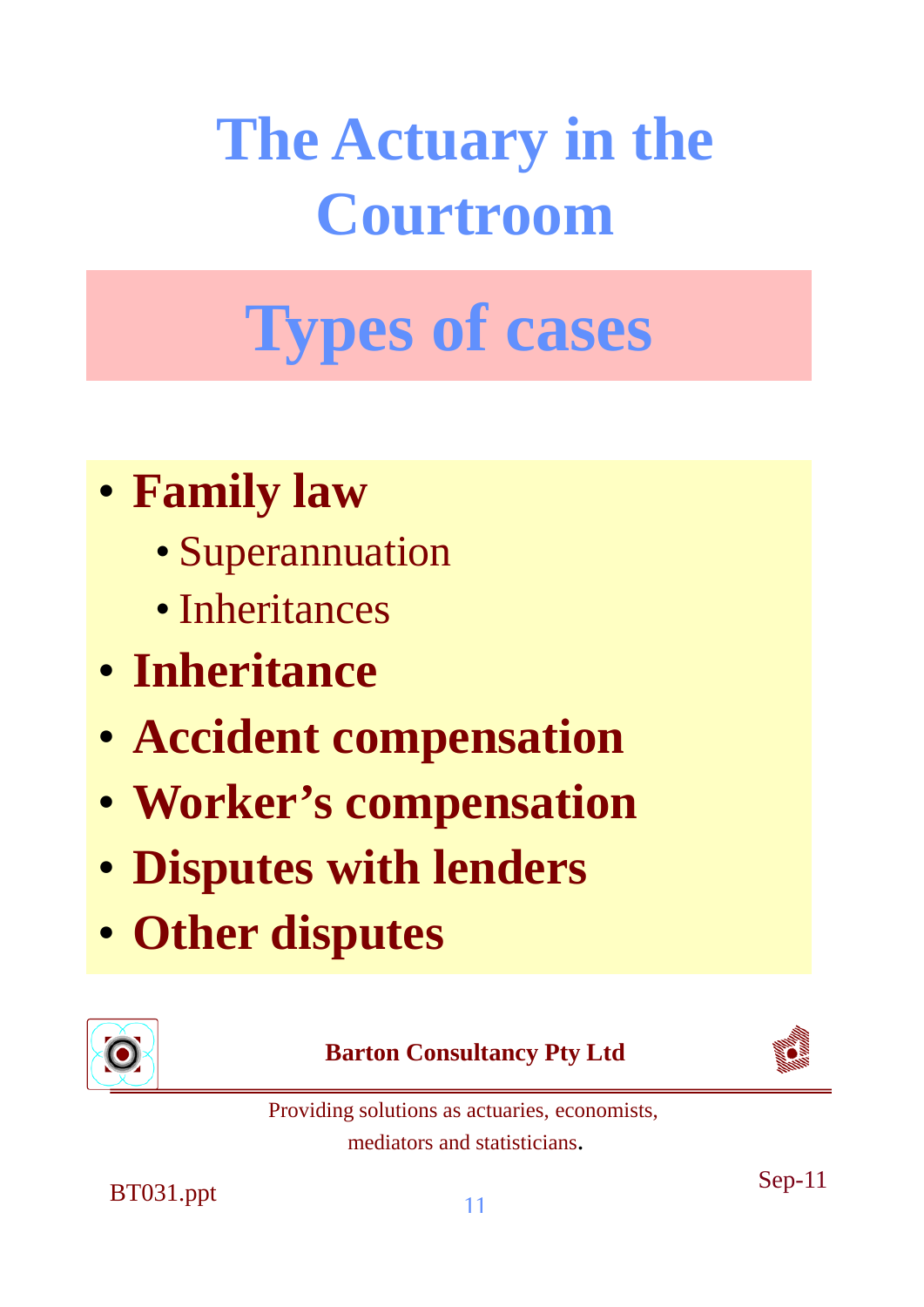# The Actuary in the Courtroom

## Types of cases

- **Family law**
  - Superannuation
  - Inheritances
- **Inheritance**
- **Accident compensation**
- **Worker's compensation**
- **Disputes with lenders**
- **Other disputes**

**Barton Consultancy Pty Ltd**

Providing solutions as actuaries, economists, mediators and statisticians.

BT031.ppt

Sep-11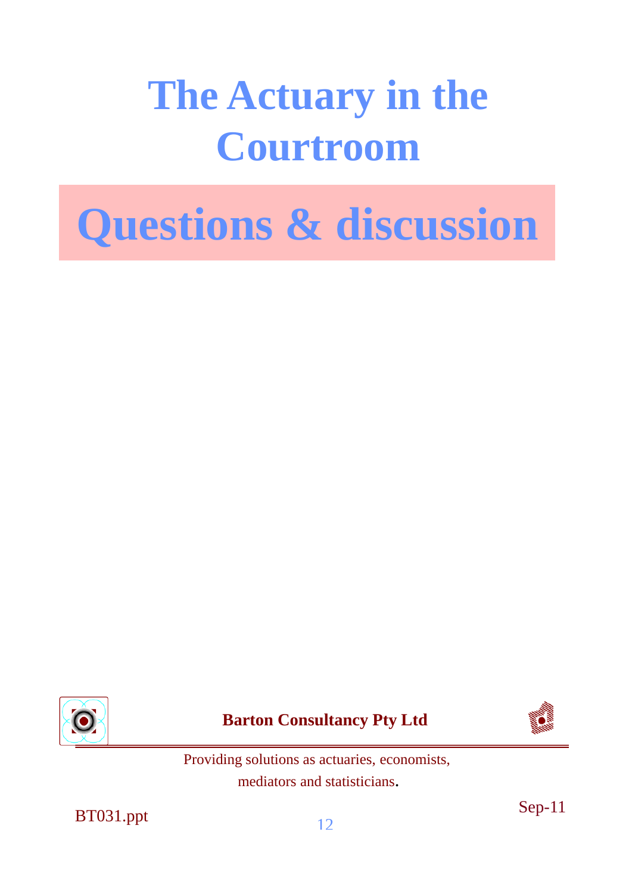# The Actuary in the Courtroom

## Questions & discussion

**Barton Consultancy Pty Ltd**

Providing solutions as actuaries, economists, mediators and statisticians.

BT031.ppt

Sep-11